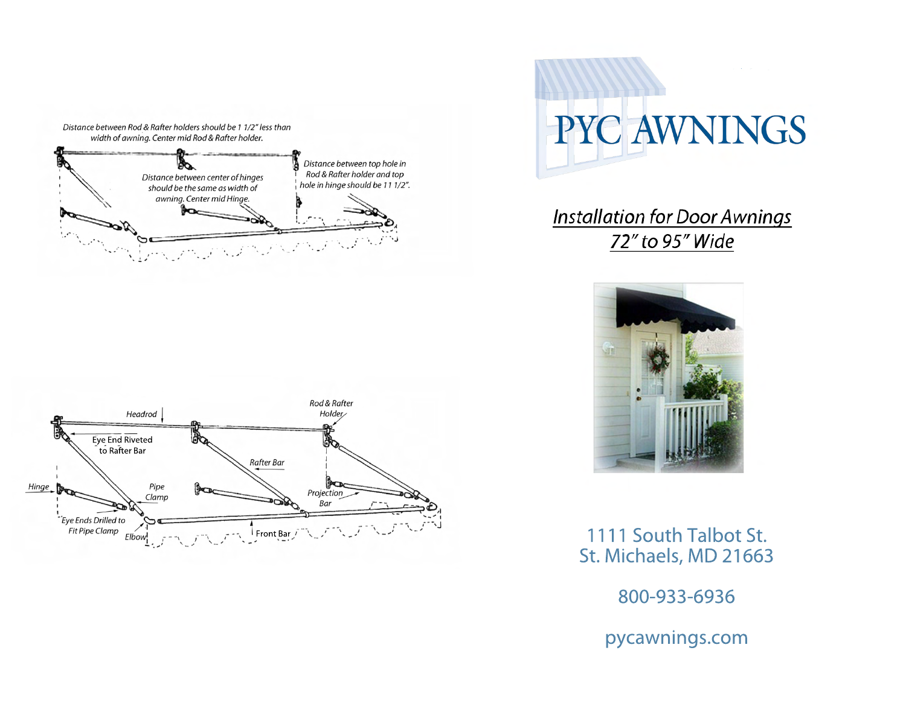Distance between Rod & Rafter holders should be 1 1/2" less than width of awning. Center mid Rod & Rafter holder.

Distance between center of hinges should be the same as width of awning. Center mid Hinge.

Distance between top hole in Rod & Rafter holder and top hole in hinge should be 11 1/2".

Headrod

Rod & Rafter Holder

Eye End Riveted to Rafter Bar

Rafter Bar

Hinge

Pipe Clamp

Projection Bar

Eye Ends Drilled to Fit Pipe Clamp

Elbow

Front Bar

# PYC AWNINGS

## Installation for Door Awnings 72" to 95" Wide

1111 South Talbot St.
St. Michaels, MD 21663

800-933-6936

pycawnings.com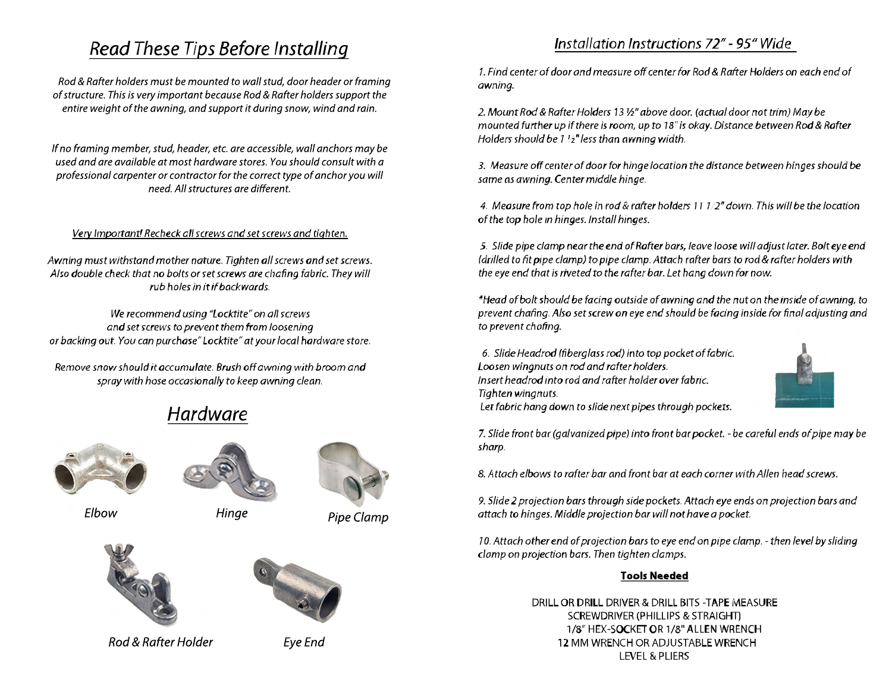# Read These Tips Before Installing

Rod & Rafter holders must be mounted to wall stud, door header or framing of structure. This is very important because Rod & Rafter holders support the entire weight of the awning, and support it during snow, wind and rain.

If no framing member, stud, header, etc. are accessible, wall anchors may be used and are available at most hardware stores. You should consult with a professional carpenter or contractor for the correct type of anchor you will need. All structures are different.

Very Important! Recheck all screws and set screws and tighten.

Awning must withstand mother nature. Tighten all screws and set screws. Also double check that no bolts or set screws are chafing fabric. They will rub holes in it if backwards.

We recommend using "Locktite" on all screws and set screws to prevent them from loosening or backing out. You can purchase "Locktite" at your local hardware store.

Remove snow should it accumulate. Brush off awning with broom and spray with hose occasionally to keep awning clean.

# Hardware

Elbow

Hinge

Pipe Clamp

Rod & Rafter Holder

Eye End

# Installation Instructions 72" - 95" Wide

1. Find center of door and measure off center for Rod & Rafter Holders on each end of awning.

2. Mount Rod & Rafter Holders 13 ½" above door. (actual door not trim) May be mounted further up if there is room, up to 18" is okay. Distance between Rod & Rafter Holders should be 1 ½" less than awning width.

3. Measure off center of door for hinge location the distance between hinges should be same as awning. Center middle hinge.

4. Measure from top hole in rod & rafter holders 11 1/2" down. This will be the location of the top hole in hinges. Install hinges.

5. Slide pipe clamp near the end of Rafter bars, leave loose will adjust later. Bolt eye end (drilled to fit pipe clamp) to pipe clamp. Attach rafter bars to rod & rafter holders with the eye end that is riveted to the rafter bar. Let hang down for now.

*Head of bolt should be facing outside of awning and the nut on the inside of awning, to prevent chafing. Also set screw on eye end should be facing inside for final adjusting and to prevent chafing.

6. Slide Headrod (fiberglass rod) into top pocket of fabric.
Loosen wingnuts on rod and rafter holders.
Insert headrod into rod and rafter holder over fabric.
Tighten wingnuts.
Let fabric hang down to slide next pipes through pockets.

7. Slide front bar (galvanized pipe) into front bar pocket. - be careful ends of pipe may be sharp.

8. Attach elbows to rafter bar and front bar at each corner with Allen head screws.

9. Slide 2 projection bars through side pockets. Attach eye ends on projection bars and attach to hinges. Middle projection bar will not have a pocket.

10. Attach other end of projection bars to eye end on pipe clamp. - then level by sliding clamp on projection bars. Then tighten clamps.

**Tools Needed**

DRILL OR DRILL DRIVER & DRILL BITS -TAPE MEASURE
SCREWDRIVER (PHILLIPS & STRAIGHT)
1/8" HEX-SOCKET OR 1/8" ALLEN WRENCH
12 MM WRENCH OR ADJUSTABLE WRENCH
LEVEL & PLIERS